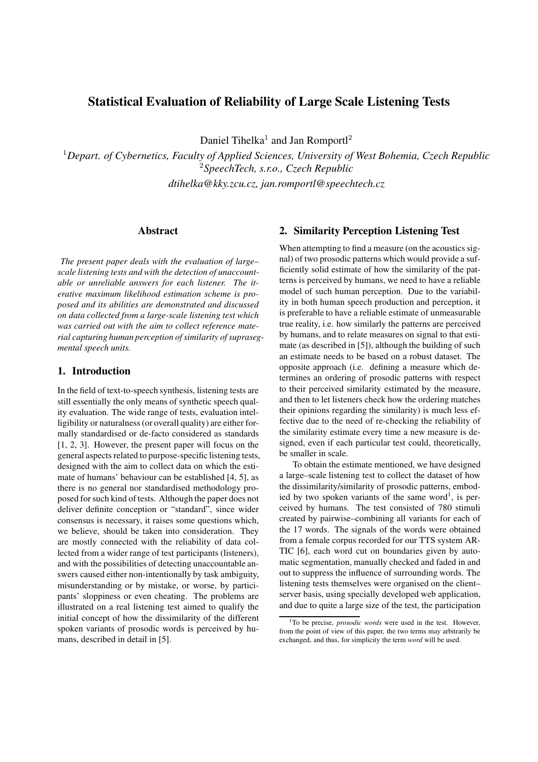# Statistical Evaluation of Reliability of Large Scale Listening Tests

Daniel Tihelka[1] and Jan Romportl[2]

[1] *Depart. of Cybernetics, Faculty of Applied Sciences, University of West Bohemia, Czech Republic*
[2] *SpeechTech, s.r.o., Czech Republic*

*dtihelka@kky.zcu.cz, jan.romportl@speechtech.cz*

## Abstract

*The present paper deals with the evaluation of large–scale listening tests and with the detection of unaccountable or unreliable answers for each listener. The iterative maximum likelihood estimation scheme is proposed and its abilities are demonstrated and discussed on data collected from a large-scale listening test which was carried out with the aim to collect reference material capturing human perception of similarity of suprasegmental speech units.*

## 1. Introduction

In the field of text-to-speech synthesis, listening tests are still essentially the only means of synthetic speech quality evaluation. The wide range of tests, evaluation intelligibility or naturalness (or overall quality) are either formally standardised or de-facto considered as standards [1, 2, 3]. However, the present paper will focus on the general aspects related to purpose-specific listening tests, designed with the aim to collect data on which the estimate of humans' behaviour can be established [4, 5], as there is no general nor standardised methodology proposed for such kind of tests. Although the paper does not deliver definite conception or "standard", since wider consensus is necessary, it raises some questions which, we believe, should be taken into consideration. They are mostly connected with the reliability of data collected from a wider range of test participants (listeners), and with the possibilities of detecting unaccountable answers caused either non-intentionally by task ambiguity, misunderstanding or by mistake, or worse, by participants' sloppiness or even cheating. The problems are illustrated on a real listening test aimed to qualify the initial concept of how the dissimilarity of the different spoken variants of prosodic words is perceived by humans, described in detail in [5].

## 2. Similarity Perception Listening Test

When attempting to find a measure (on the acoustics signal) of two prosodic patterns which would provide a sufficiently solid estimate of how the similarity of the patterns is perceived by humans, we need to have a reliable model of such human perception. Due to the variability in both human speech production and perception, it is preferable to have a reliable estimate of unmeasurable true reality, i.e. how similarly the patterns are perceived by humans, and to relate measures on signal to that estimate (as described in [5]), although the building of such an estimate needs to be based on a robust dataset. The opposite approach (i.e. defining a measure which determines an ordering of prosodic patterns with respect to their perceived similarity estimated by the measure, and then to let listeners check how the ordering matches their opinions regarding the similarity) is much less effective due to the need of re-checking the reliability of the similarity estimate every time a new measure is designed, even if each particular test could, theoretically, be smaller in scale.

To obtain the estimate mentioned, we have designed a large–scale listening test to collect the dataset of how the dissimilarity/similarity of prosodic patterns, embodied by two spoken variants of the same word[1], is perceived by humans. The test consisted of 780 stimuli created by pairwise–combining all variants for each of the 17 words. The signals of the words were obtained from a female corpus recorded for our TTS system ARTIC [6], each word cut on boundaries given by automatic segmentation, manually checked and faded in and out to suppress the influence of surrounding words. The listening tests themselves were organised on the client–server basis, using specially developed web application, and due to quite a large size of the test, the participation

[1] To be precise, *prosodic words* were used in the test. However, from the point of view of this paper, the two terms may arbitrarily be exchanged, and thus, for simplicity the term *word* will be used.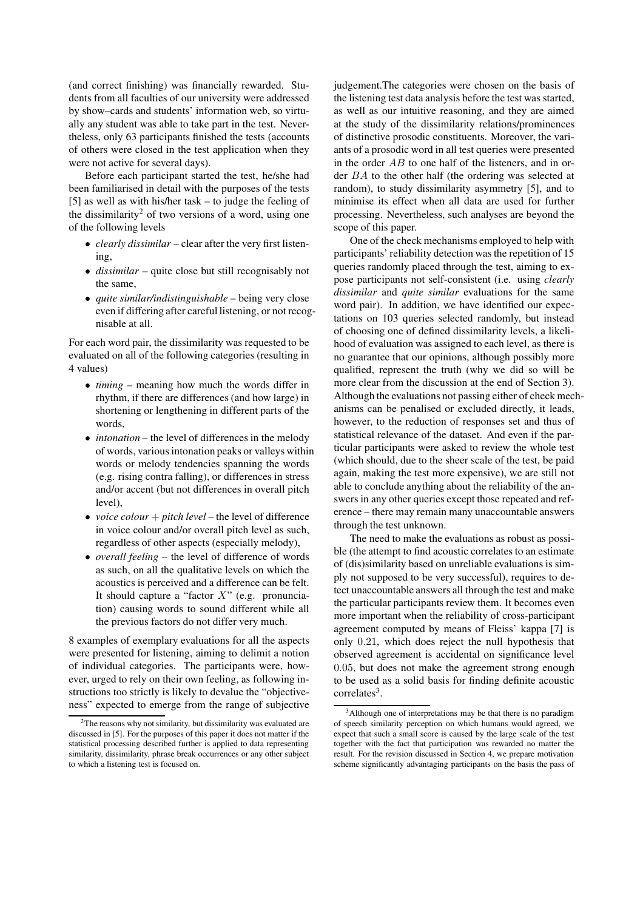(and correct finishing) was financially rewarded. Students from all faculties of our university were addressed by show–cards and students' information web, so virtually any student was able to take part in the test. Nevertheless, only 63 participants finished the tests (accounts of others were closed in the test application when they were not active for several days).

Before each participant started the test, he/she had been familiarised in detail with the purposes of the tests [5] as well as with his/her task – to judge the feeling of the dissimilarity[2] of two versions of a word, using one of the following levels

- *clearly dissimilar* – clear after the very first listening,
- *dissimilar* – quite close but still recognisably not the same,
- *quite similar/indistinguishable* – being very close even if differing after careful listening, or not recognisable at all.

For each word pair, the dissimilarity was requested to be evaluated on all of the following categories (resulting in 4 values)

- *timing* – meaning how much the words differ in rhythm, if there are differences (and how large) in shortening or lengthening in different parts of the words,
- *intonation* – the level of differences in the melody of words, various intonation peaks or valleys within words or melody tendencies spanning the words (e.g. rising contra falling), or differences in stress and/or accent (but not differences in overall pitch level),
- *voice colour + pitch level* – the level of difference in voice colour and/or overall pitch level as such, regardless of other aspects (especially melody),
- *overall feeling* – the level of difference of words as such, on all the qualitative levels on which the acoustics is perceived and a difference can be felt. It should capture a "factor $X$" (e.g. pronunciation) causing words to sound different while all the previous factors do not differ very much.

8 examples of exemplary evaluations for all the aspects were presented for listening, aiming to delimit a notion of individual categories. The participants were, however, urged to rely on their own feeling, as following instructions too strictly is likely to devalue the "objectiveness" expected to emerge from the range of subjective judgement.The categories were chosen on the basis of the listening test data analysis before the test was started, as well as our intuitive reasoning, and they are aimed at the study of the dissimilarity relations/prominences of distinctive prosodic constituents. Moreover, the variants of a prosodic word in all test queries were presented in the order $AB$ to one half of the listeners, and in order $BA$ to the other half (the ordering was selected at random), to study dissimilarity asymmetry [5], and to minimise its effect when all data are used for further processing. Nevertheless, such analyses are beyond the scope of this paper.

One of the check mechanisms employed to help with participants' reliability detection was the repetition of 15 queries randomly placed through the test, aiming to expose participants not self-consistent (i.e. using *clearly dissimilar* and *quite similar* evaluations for the same word pair). In addition, we have identified our expectations on 103 queries selected randomly, but instead of choosing one of defined dissimilarity levels, a likelihood of evaluation was assigned to each level, as there is no guarantee that our opinions, although possibly more qualified, represent the truth (why we did so will be more clear from the discussion at the end of Section 3). Although the evaluations not passing either of check mechanisms can be penalised or excluded directly, it leads, however, to the reduction of responses set and thus of statistical relevance of the dataset. And even if the particular participants were asked to review the whole test (which should, due to the sheer scale of the test, be paid again, making the test more expensive), we are still not able to conclude anything about the reliability of the answers in any other queries except those repeated and reference – there may remain many unaccountable answers through the test unknown.

The need to make the evaluations as robust as possible (the attempt to find acoustic correlates to an estimate of (dis)similarity based on unreliable evaluations is simply not supposed to be very successful), requires to detect unaccountable answers all through the test and make the particular participants review them. It becomes even more important when the reliability of cross-participant agreement computed by means of Fleiss' kappa [7] is only $0.21$, which does reject the null hypothesis that observed agreement is accidental on significance level $0.05$, but does not make the agreement strong enough to be used as a solid basis for finding definite acoustic correlates[3].

[2] The reasons why not similarity, but dissimilarity was evaluated are discussed in [5]. For the purposes of this paper it does not matter if the statistical processing described further is applied to data representing similarity, dissimilarity, phrase break occurrences or any other subject to which a listening test is focused on.

[3] Although one of interpretations may be that there is no paradigm of speech similarity perception on which humans would agreed, we expect that such a small score is caused by the large scale of the test together with the fact that participation was rewarded no matter the result. For the revision discussed in Section 4, we prepare motivation scheme significantly advantaging participants on the basis the pass of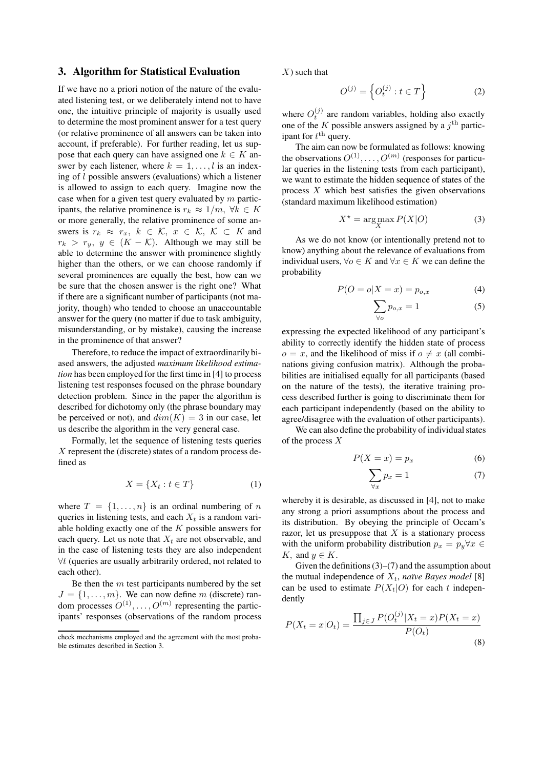## 3. Algorithm for Statistical Evaluation

If we have no a priori notion of the nature of the evaluated listening test, or we deliberately intend not to have one, the intuitive principle of majority is usually used to determine the most prominent answer for a test query (or relative prominence of all answers can be taken into account, if preferable). For further reading, let us suppose that each query can have assigned one $k \in K$ answer by each listener, where $k = 1, \ldots, l$ is an indexing of $l$ possible answers (evaluations) which a listener is allowed to assign to each query. Imagine now the case when for a given test query evaluated by $m$ participants, the relative prominence is $r_k \approx 1/m,\ \forall k \in K$ or more generally, the relative prominence of some answers is $r_k \approx r_x,\ k \in \mathcal{K},\ x \in \mathcal{K},\ \mathcal{K} \subset K$ and $r_k > r_y,\ y \in (K - \mathcal{K})$. Although we may still be able to determine the answer with prominence slightly higher than the others, or we can choose randomly if several prominences are equally the best, how can we be sure that the chosen answer is the right one? What if there are a significant number of participants (not majority, though) who tended to choose an unaccountable answer for the query (no matter if due to task ambiguity, misunderstanding, or by mistake), causing the increase in the prominence of that answer?

Therefore, to reduce the impact of extraordinarily biased answers, the adjusted *maximum likelihood estimation* has been employed for the first time in [4] to process listening test responses focused on the phrase boundary detection problem. Since in the paper the algorithm is described for dichotomy only (the phrase boundary may be perceived or not), and $dim(K) = 3$ in our case, let us describe the algorithm in the very general case.

Formally, let the sequence of listening tests queries $X$ represent the (discrete) states of a random process defined as

$$X = \{X_t : t \in T\} \tag{1}$$

where $T = \{1, \ldots, n\}$ is an ordinal numbering of $n$ queries in listening tests, and each $X_t$ is a random variable holding exactly one of the $K$ possible answers for each query. Let us note that $X_t$ are not observable, and in the case of listening tests they are also independent $\forall t$ (queries are usually arbitrarily ordered, not related to each other).

Be then the $m$ test participants numbered by the set $J = \{1, \ldots, m\}$. We can now define $m$ (discrete) random processes $O^{(1)}, \ldots, O^{(m)}$ representing the participants' responses (observations of the random process $X$) such that

$$O^{(j)} = \left\{O_t^{(j)} : t \in T\right\} \tag{2}$$

where $O_t^{(j)}$ are random variables, holding also exactly one of the $K$ possible answers assigned by a $j^{\text{th}}$ participant for $t^{\text{th}}$ query.

The aim can now be formulated as follows: knowing the observations $O^{(1)}, \ldots, O^{(m)}$ (responses for particular queries in the listening tests from each participant), we want to estimate the hidden sequence of states of the process $X$ which best satisfies the given observations (standard maximum likelihood estimation)

$$X^\star = \arg\max_X P(X|O) \tag{3}$$

As we do not know (or intentionally pretend not to know) anything about the relevance of evaluations from individual users, $\forall o \in K$ and $\forall x \in K$ we can define the probability

$$P(O = o|X = x) = p_{o,x} \tag{4}$$

$$\sum_{\forall o} p_{o,x} = 1 \tag{5}$$

expressing the expected likelihood of any participant's ability to correctly identify the hidden state of process $o = x$, and the likelihood of miss if $o \neq x$ (all combinations giving confusion matrix). Although the probabilities are initialised equally for all participants (based on the nature of the tests), the iterative training process described further is going to discriminate them for each participant independently (based on the ability to agree/disagree with the evaluation of other participants).

We can also define the probability of individual states of the process $X$

$$P(X = x) = p_x \tag{6}$$

$$\sum_{\forall x} p_x = 1 \tag{7}$$

whereby it is desirable, as discussed in [4], not to make any strong a priori assumptions about the process and its distribution. By obeying the principle of Occam's razor, let us presuppose that $X$ is a stationary process with the uniform probability distribution $p_x = p_y \forall x \in K$, and $y \in K$.

Given the definitions (3)–(7) and the assumption about the mutual independence of $X_t$, *naïve Bayes model* [8] can be used to estimate $P(X_t|O)$ for each $t$ independently

$$P(X_t = x|O_t) = \frac{\prod_{j \in J} P(O_t^{(j)}|X_t = x) P(X_t = x)}{P(O_t)} \tag{8}$$

check mechanisms employed and the agreement with the most probable estimates described in Section 3.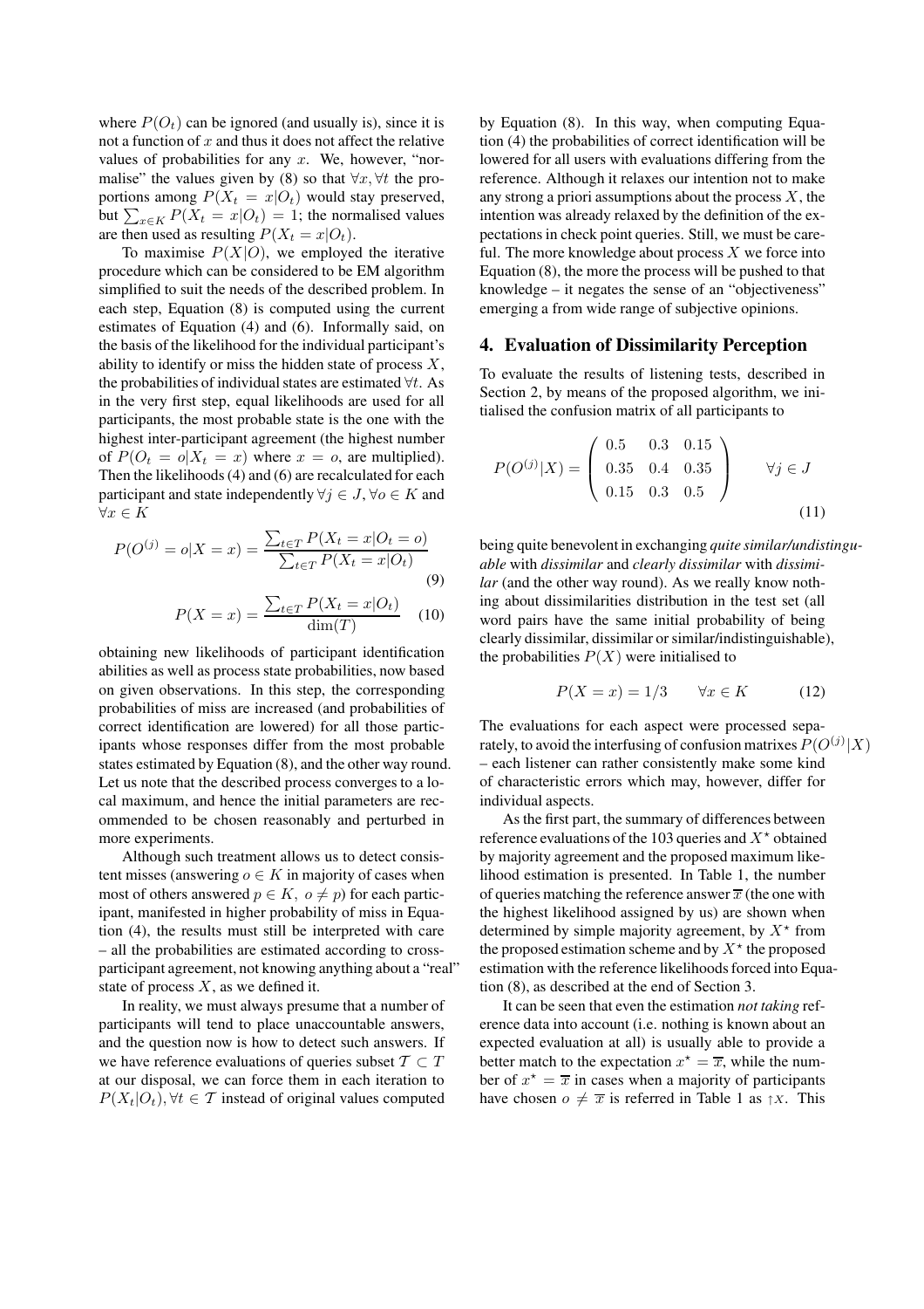where $P(O_t)$ can be ignored (and usually is), since it is not a function of $x$ and thus it does not affect the relative values of probabilities for any $x$. We, however, "normalise" the values given by (8) so that $\forall x, \forall t$ the proportions among $P(X_t = x|O_t)$ would stay preserved, but $\sum_{x \in K} P(X_t = x|O_t) = 1$; the normalised values are then used as resulting $P(X_t = x|O_t)$.

To maximise $P(X|O)$, we employed the iterative procedure which can be considered to be EM algorithm simplified to suit the needs of the described problem. In each step, Equation (8) is computed using the current estimates of Equation (4) and (6). Informally said, on the basis of the likelihood for the individual participant's ability to identify or miss the hidden state of process $X$, the probabilities of individual states are estimated $\forall t$. As in the very first step, equal likelihoods are used for all participants, the most probable state is the one with the highest inter-participant agreement (the highest number of $P(O_t = o|X_t = x)$ where $x = o$, are multiplied). Then the likelihoods (4) and (6) are recalculated for each participant and state independently $\forall j \in J, \forall o \in K$ and $\forall x \in K$

$$P(O^{(j)} = o|X = x) = \frac{\sum_{t \in T} P(X_t = x|O_t = o)}{\sum_{t \in T} P(X_t = x|O_t)} \quad (9)$$

$$P(X = x) = \frac{\sum_{t \in T} P(X_t = x|O_t)}{\dim(T)} \quad (10)$$

obtaining new likelihoods of participant identification abilities as well as process state probabilities, now based on given observations. In this step, the corresponding probabilities of miss are increased (and probabilities of correct identification are lowered) for all those participants whose responses differ from the most probable states estimated by Equation (8), and the other way round. Let us note that the described process converges to a local maximum, and hence the initial parameters are recommended to be chosen reasonably and perturbed in more experiments.

Although such treatment allows us to detect consistent misses (answering $o \in K$ in majority of cases when most of others answered $p \in K,\ o \neq p$) for each participant, manifested in higher probability of miss in Equation (4), the results must still be interpreted with care – all the probabilities are estimated according to cross-participant agreement, not knowing anything about a "real" state of process $X$, as we defined it.

In reality, we must always presume that a number of participants will tend to place unaccountable answers, and the question now is how to detect such answers. If we have reference evaluations of queries subset $\mathcal{T} \subset T$ at our disposal, we can force them in each iteration to $P(X_t|O_t), \forall t \in \mathcal{T}$ instead of original values computed by Equation (8). In this way, when computing Equation (4) the probabilities of correct identification will be lowered for all users with evaluations differing from the reference. Although it relaxes our intention not to make any strong a priori assumptions about the process $X$, the intention was already relaxed by the definition of the expectations in check point queries. Still, we must be careful. The more knowledge about process $X$ we force into Equation (8), the more the process will be pushed to that knowledge – it negates the sense of an "objectiveness" emerging a from wide range of subjective opinions.

## 4. Evaluation of Dissimilarity Perception

To evaluate the results of listening tests, described in Section 2, by means of the proposed algorithm, we initialised the confusion matrix of all participants to

$$P(O^{(j)}|X) = \begin{pmatrix} 0.5 & 0.3 & 0.15 \\ 0.35 & 0.4 & 0.35 \\ 0.15 & 0.3 & 0.5 \end{pmatrix} \qquad \forall j \in J \quad (11)$$

being quite benevolent in exchanging *quite similar/undistinguable* with *dissimilar* and *clearly dissimilar* with *dissimilar* (and the other way round). As we really know nothing about dissimilarities distribution in the test set (all word pairs have the same initial probability of being clearly dissimilar, dissimilar or similar/indistinguishable), the probabilities $P(X)$ were initialised to

$$P(X = x) = 1/3 \qquad \forall x \in K \quad (12)$$

The evaluations for each aspect were processed separately, to avoid the interfusing of confusion matrixes $P(O^{(j)}|X)$ – each listener can rather consistently make some kind of characteristic errors which may, however, differ for individual aspects.

As the first part, the summary of differences between reference evaluations of the 103 queries and $X^\star$ obtained by majority agreement and the proposed maximum likelihood estimation is presented. In Table 1, the number of queries matching the reference answer $\overline{x}$ (the one with the highest likelihood assigned by us) are shown when determined by simple majority agreement, by $X^\star$ from the proposed estimation scheme and by $X^\star$ the proposed estimation with the reference likelihoods forced into Equation (8), as described at the end of Section 3.

It can be seen that even the estimation *not taking* reference data into account (i.e. nothing is known about an expected evaluation at all) is usually able to provide a better match to the expectation $x^\star = \overline{x}$, while the number of $x^\star = \overline{x}$ in cases when a majority of participants have chosen $o \neq \overline{x}$ is referred in Table 1 as $\uparrow X$. This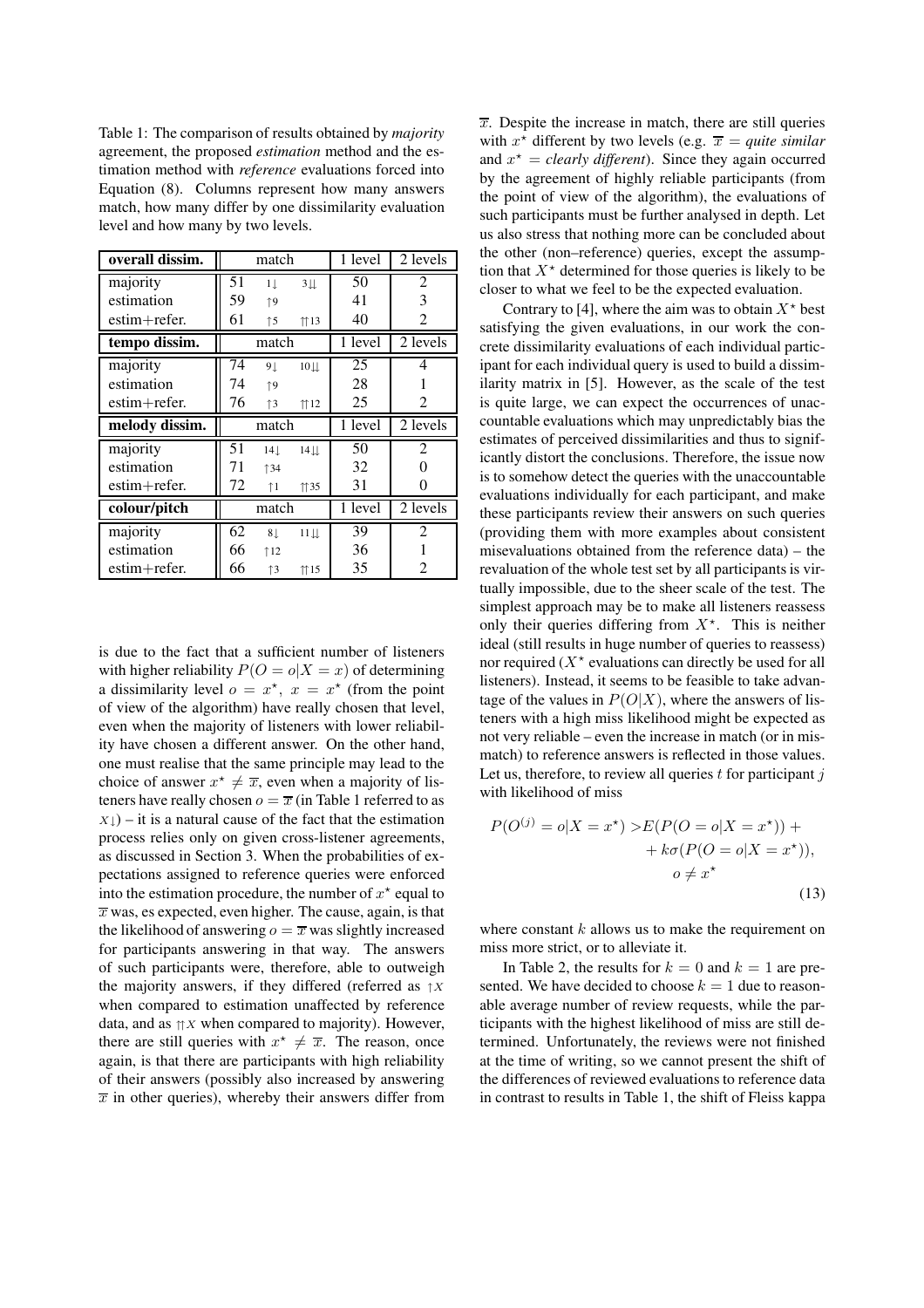Table 1: The comparison of results obtained by *majority* agreement, the proposed *estimation* method and the estimation method with *reference* evaluations forced into Equation (8). Columns represent how many answers match, how many differ by one dissimilarity evaluation level and how many by two levels.

| **overall dissim.** | match | | | 1 level | 2 levels |
|---|---|---|---|---|---|
| majority | 51 | $1\downarrow$ | $3\downarrow\downarrow$ | 50 | 2 |
| estimation | 59 | $\uparrow 9$ | | 41 | 3 |
| estim+refer. | 61 | $\uparrow 5$ | $\uparrow\uparrow 13$ | 40 | 2 |
| **tempo dissim.** | match | | | 1 level | 2 levels |
| majority | 74 | $9\downarrow$ | $10\downarrow\downarrow$ | 25 | 4 |
| estimation | 74 | $\uparrow 9$ | | 28 | 1 |
| estim+refer. | 76 | $\uparrow 3$ | $\uparrow\uparrow 12$ | 25 | 2 |
| **melody dissim.** | match | | | 1 level | 2 levels |
| majority | 51 | $14\downarrow$ | $14\downarrow\downarrow$ | 50 | 2 |
| estimation | 71 | $\uparrow 34$ | | 32 | 0 |
| estim+refer. | 72 | $\uparrow 1$ | $\uparrow\uparrow 35$ | 31 | 0 |
| **colour/pitch** | match | | | 1 level | 2 levels |
| majority | 62 | $8\downarrow$ | $11\downarrow\downarrow$ | 39 | 2 |
| estimation | 66 | $\uparrow 12$ | | 36 | 1 |
| estim+refer. | 66 | $\uparrow 3$ | $\uparrow\uparrow 15$ | 35 | 2 |

is due to the fact that a sufficient number of listeners with higher reliability $P(O = o|X = x)$ of determining a dissimilarity level $o = x^\star$, $x = x^\star$ (from the point of view of the algorithm) have really chosen that level, even when the majority of listeners with lower reliability have chosen a different answer. On the other hand, one must realise that the same principle may lead to the choice of answer $x^\star \neq \overline{x}$, even when a majority of listeners have really chosen $o = \overline{x}$ (in Table 1 referred to as $X\downarrow$) – it is a natural cause of the fact that the estimation process relies only on given cross-listener agreements, as discussed in Section 3. When the probabilities of expectations assigned to reference queries were enforced into the estimation procedure, the number of $x^\star$ equal to $\overline{x}$ was, es expected, even higher. The cause, again, is that the likelihood of answering $o = \overline{x}$ was slightly increased for participants answering in that way. The answers of such participants were, therefore, able to outweigh the majority answers, if they differed (referred as $\uparrow X$ when compared to estimation unaffected by reference data, and as $\uparrow\uparrow X$ when compared to majority). However, there are still queries with $x^\star \neq \overline{x}$. The reason, once again, is that there are participants with high reliability of their answers (possibly also increased by answering $\overline{x}$ in other queries), whereby their answers differ from $\overline{x}$. Despite the increase in match, there are still queries with $x^\star$ different by two levels (e.g. $\overline{x}$ = *quite similar* and $x^\star$ = *clearly different*). Since they again occurred by the agreement of highly reliable participants (from the point of view of the algorithm), the evaluations of such participants must be further analysed in depth. Let us also stress that nothing more can be concluded about the other (non–reference) queries, except the assumption that $X^\star$ determined for those queries is likely to be closer to what we feel to be the expected evaluation.

Contrary to [4], where the aim was to obtain $X^\star$ best satisfying the given evaluations, in our work the concrete dissimilarity evaluations of each individual participant for each individual query is used to build a dissimilarity matrix in [5]. However, as the scale of the test is quite large, we can expect the occurrences of unaccountable evaluations which may unpredictably bias the estimates of perceived dissimilarities and thus to significantly distort the conclusions. Therefore, the issue now is to somehow detect the queries with the unaccountable evaluations individually for each participant, and make these participants review their answers on such queries (providing them with more examples about consistent misevaluations obtained from the reference data) – the revaluation of the whole test set by all participants is virtually impossible, due to the sheer scale of the test. The simplest approach may be to make all listeners reassess only their queries differing from $X^\star$. This is neither ideal (still results in huge number of queries to reassess) nor required ($X^\star$ evaluations can directly be used for all listeners). Instead, it seems to be feasible to take advantage of the values in $P(O|X)$, where the answers of listeners with a high miss likelihood might be expected as not very reliable – even the increase in match (or in mismatch) to reference answers is reflected in those values. Let us, therefore, to review all queries $t$ for participant $j$ with likelihood of miss

$$
\begin{aligned}
P(O^{(j)} = o|X = x^\star) > & E(P(O = o|X = x^\star)) + \\
& + k\sigma(P(O = o|X = x^\star)), \\
& o \neq x^\star
\end{aligned}
\tag{13}
$$

where constant $k$ allows us to make the requirement on miss more strict, or to alleviate it.

In Table 2, the results for $k = 0$ and $k = 1$ are presented. We have decided to choose $k = 1$ due to reasonable average number of review requests, while the participants with the highest likelihood of miss are still determined. Unfortunately, the reviews were not finished at the time of writing, so we cannot present the shift of the differences of reviewed evaluations to reference data in contrast to results in Table 1, the shift of Fleiss kappa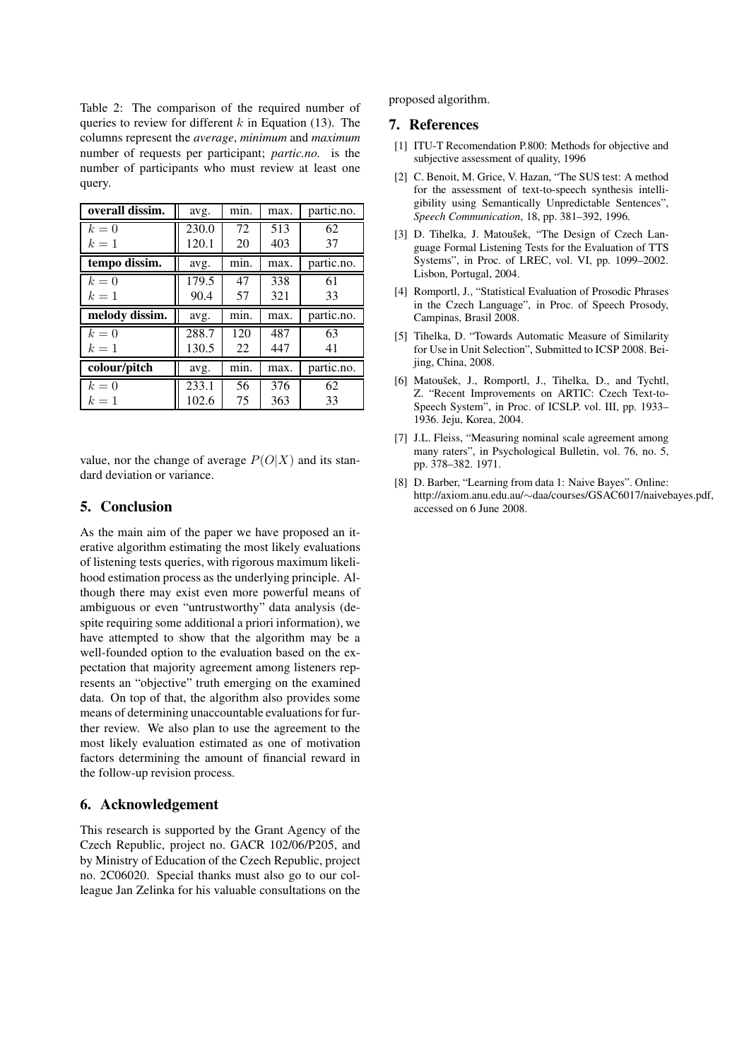Table 2: The comparison of the required number of queries to review for different $k$ in Equation (13). The columns represent the *average*, *minimum* and *maximum* number of requests per participant; *partic.no.* is the number of participants who must review at least one query.

| **overall dissim.** | avg. | min. | max. | partic.no. |
|---|---|---|---|---|
| $k = 0$ | 230.0 | 72 | 513 | 62 |
| $k = 1$ | 120.1 | 20 | 403 | 37 |
| **tempo dissim.** | avg. | min. | max. | partic.no. |
| $k = 0$ | 179.5 | 47 | 338 | 61 |
| $k = 1$ | 90.4 | 57 | 321 | 33 |
| **melody dissim.** | avg. | min. | max. | partic.no. |
| $k = 0$ | 288.7 | 120 | 487 | 63 |
| $k = 1$ | 130.5 | 22 | 447 | 41 |
| **colour/pitch** | avg. | min. | max. | partic.no. |
| $k = 0$ | 233.1 | 56 | 376 | 62 |
| $k = 1$ | 102.6 | 75 | 363 | 33 |

value, nor the change of average $P(O|X)$ and its standard deviation or variance.

## 5. Conclusion

As the main aim of the paper we have proposed an iterative algorithm estimating the most likely evaluations of listening tests queries, with rigorous maximum likelihood estimation process as the underlying principle. Although there may exist even more powerful means of ambiguous or even "untrustworthy" data analysis (despite requiring some additional a priori information), we have attempted to show that the algorithm may be a well-founded option to the evaluation based on the expectation that majority agreement among listeners represents an "objective" truth emerging on the examined data. On top of that, the algorithm also provides some means of determining unaccountable evaluations for further review. We also plan to use the agreement to the most likely evaluation estimated as one of motivation factors determining the amount of financial reward in the follow-up revision process.

## 6. Acknowledgement

This research is supported by the Grant Agency of the Czech Republic, project no. GACR 102/06/P205, and by Ministry of Education of the Czech Republic, project no. 2C06020. Special thanks must also go to our colleague Jan Zelinka for his valuable consultations on the proposed algorithm.

## 7. References

[1] ITU-T Recomendation P.800: Methods for objective and subjective assessment of quality, 1996

[2] C. Benoit, M. Grice, V. Hazan, "The SUS test: A method for the assessment of text-to-speech synthesis intelligibility using Semantically Unpredictable Sentences", *Speech Communication*, 18, pp. 381–392, 1996.

[3] D. Tihelka, J. Matoušek, "The Design of Czech Language Formal Listening Tests for the Evaluation of TTS Systems", in Proc. of LREC, vol. VI, pp. 1099–2002. Lisbon, Portugal, 2004.

[4] Romportl, J., "Statistical Evaluation of Prosodic Phrases in the Czech Language", in Proc. of Speech Prosody, Campinas, Brasil 2008.

[5] Tihelka, D. "Towards Automatic Measure of Similarity for Use in Unit Selection", Submitted to ICSP 2008. Beijing, China, 2008.

[6] Matoušek, J., Romportl, J., Tihelka, D., and Tychtl, Z. "Recent Improvements on ARTIC: Czech Text-to-Speech System", in Proc. of ICSLP. vol. III, pp. 1933–1936. Jeju, Korea, 2004.

[7] J.L. Fleiss, "Measuring nominal scale agreement among many raters", in Psychological Bulletin, vol. 76, no. 5, pp. 378–382. 1971.

[8] D. Barber, "Learning from data 1: Naive Bayes". Online: http://axiom.anu.edu.au/∼daa/courses/GSAC6017/naivebayes.pdf, accessed on 6 June 2008.